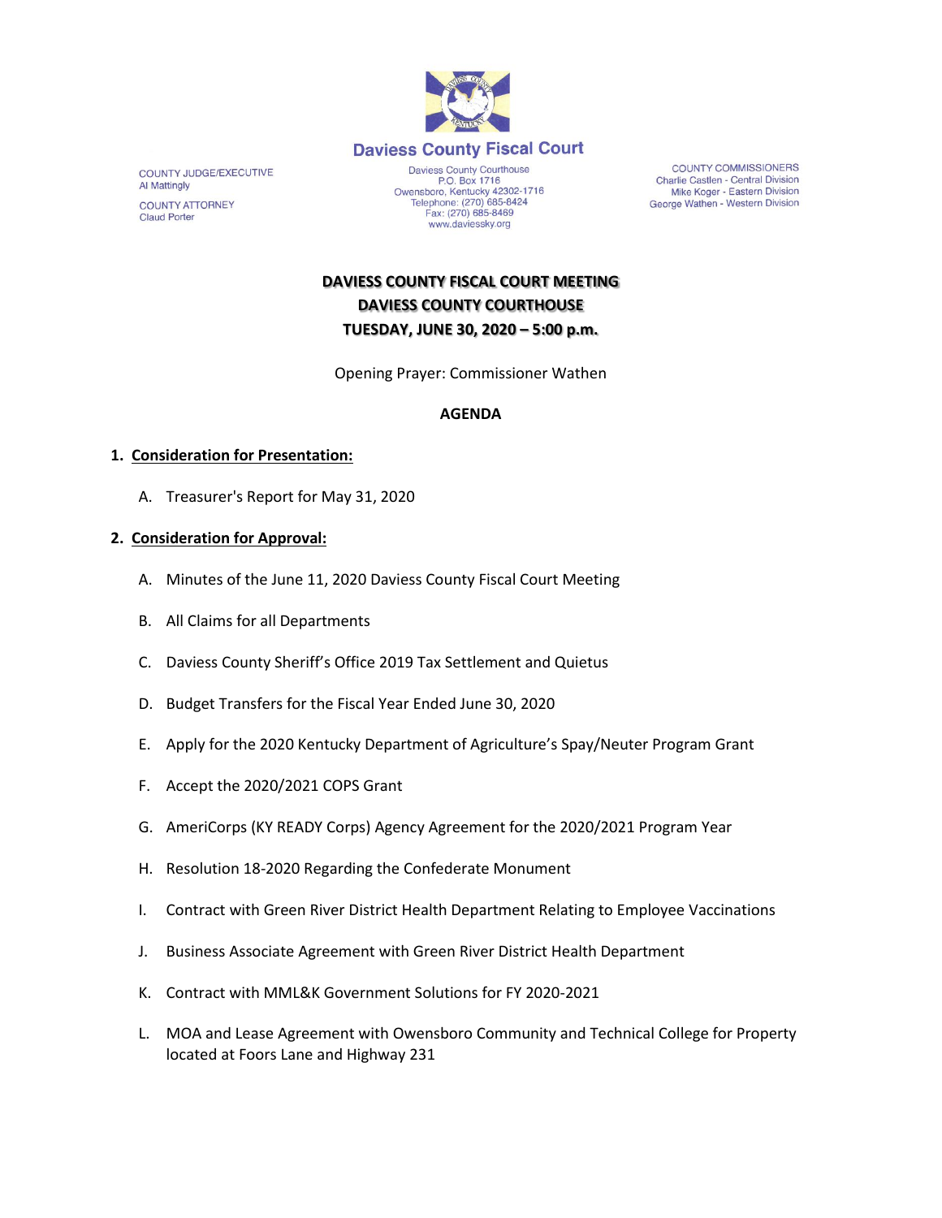# Daviess County Fiscal Court

COUNTY JUDGE/EXECUTIVE
Al Mattingly

COUNTY ATTORNEY
Claud Porter

Daviess County Courthouse
P.O. Box 1716
Owensboro, Kentucky 42302-1716
Telephone: (270) 685-8424
Fax: (270) 685-8469
www.daviessky.org

COUNTY COMMISSIONERS
Charlie Castlen - Central Division
Mike Koger - Eastern Division
George Wathen - Western Division

**DAVIESS COUNTY FISCAL COURT MEETING**
**DAVIESS COUNTY COURTHOUSE**
**TUESDAY, JUNE 30, 2020 – 5:00 p.m.**

Opening Prayer: Commissioner Wathen

**AGENDA**

1. **Consideration for Presentation:**

   A. Treasurer's Report for May 31, 2020

2. **Consideration for Approval:**

   A. Minutes of the June 11, 2020 Daviess County Fiscal Court Meeting

   B. All Claims for all Departments

   C. Daviess County Sheriff's Office 2019 Tax Settlement and Quietus

   D. Budget Transfers for the Fiscal Year Ended June 30, 2020

   E. Apply for the 2020 Kentucky Department of Agriculture's Spay/Neuter Program Grant

   F. Accept the 2020/2021 COPS Grant

   G. AmeriCorps (KY READY Corps) Agency Agreement for the 2020/2021 Program Year

   H. Resolution 18-2020 Regarding the Confederate Monument

   I. Contract with Green River District Health Department Relating to Employee Vaccinations

   J. Business Associate Agreement with Green River District Health Department

   K. Contract with MML&K Government Solutions for FY 2020-2021

   L. MOA and Lease Agreement with Owensboro Community and Technical College for Property located at Foors Lane and Highway 231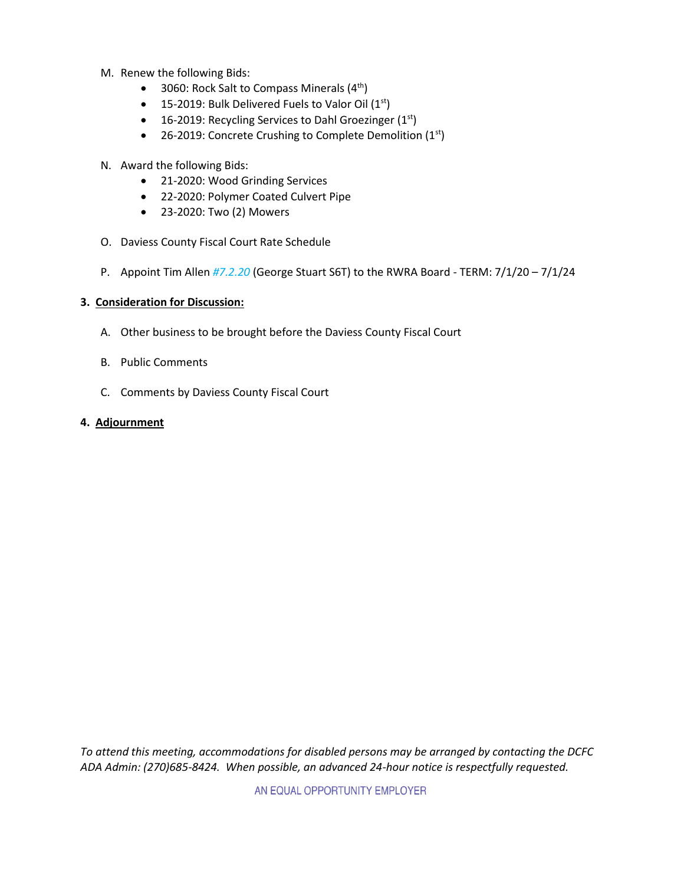M. Renew the following Bids:
   - 3060: Rock Salt to Compass Minerals (4th)
   - 15-2019: Bulk Delivered Fuels to Valor Oil (1st)
   - 16-2019: Recycling Services to Dahl Groezinger (1st)
   - 26-2019: Concrete Crushing to Complete Demolition (1st)

N. Award the following Bids:
   - 21-2020: Wood Grinding Services
   - 22-2020: Polymer Coated Culvert Pipe
   - 23-2020: Two (2) Mowers

O. Daviess County Fiscal Court Rate Schedule

P. Appoint Tim Allen *#7.2.20* (George Stuart S6T) to the RWRA Board - TERM: 7/1/20 – 7/1/24

**3. Consideration for Discussion:**

A. Other business to be brought before the Daviess County Fiscal Court

B. Public Comments

C. Comments by Daviess County Fiscal Court

**4. Adjournment**

*To attend this meeting, accommodations for disabled persons may be arranged by contacting the DCFC ADA Admin: (270)685-8424. When possible, an advanced 24-hour notice is respectfully requested.*

AN EQUAL OPPORTUNITY EMPLOYER